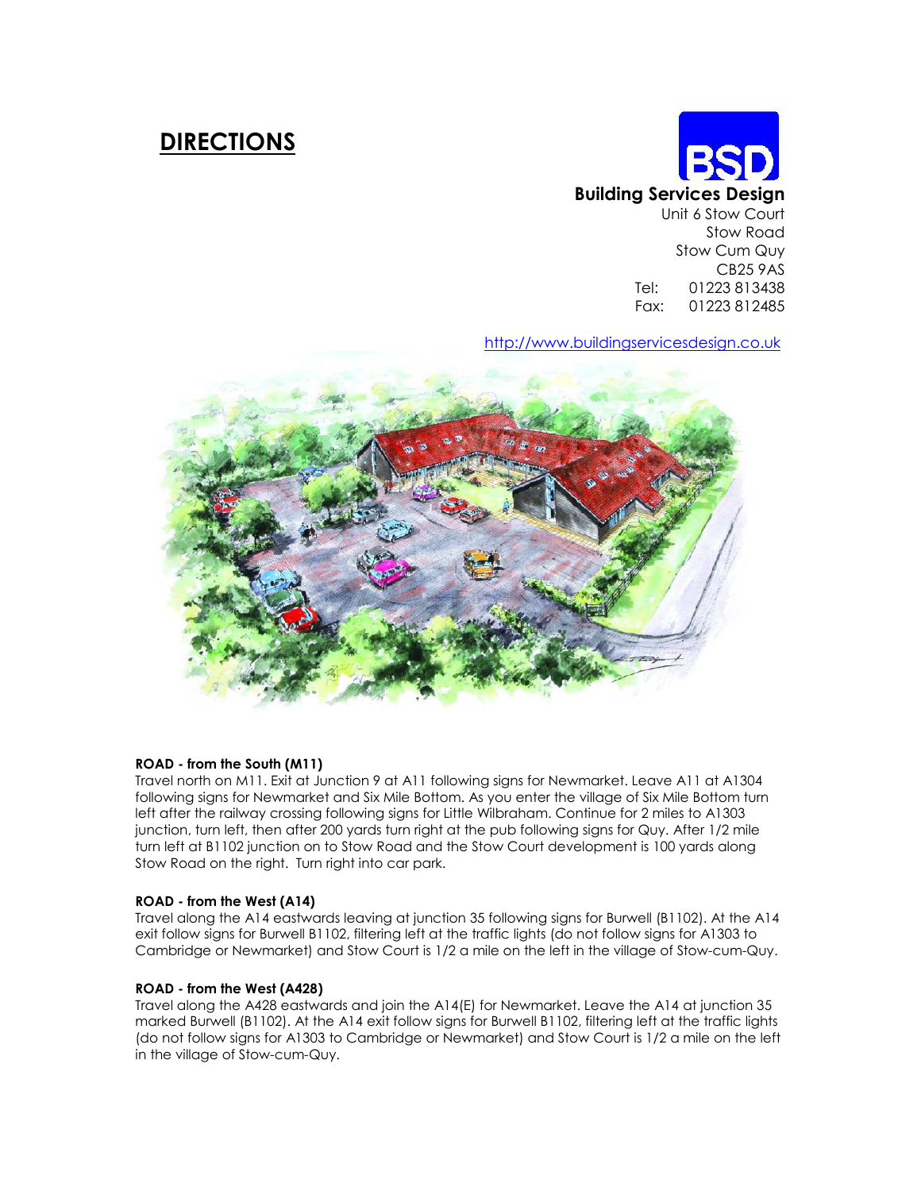# DIRECTIONS

**Building Services Design**
Unit 6 Stow Court
Stow Road
Stow Cum Quy
CB25 9AS
Tel: 01223 813438
Fax: 01223 812485

http://www.buildingservicesdesign.co.uk

**ROAD - from the South (M11)**
Travel north on M11. Exit at Junction 9 at A11 following signs for Newmarket. Leave A11 at A1304 following signs for Newmarket and Six Mile Bottom. As you enter the village of Six Mile Bottom turn left after the railway crossing following signs for Little Wilbraham. Continue for 2 miles to A1303 junction, turn left, then after 200 yards turn right at the pub following signs for Quy. After 1/2 mile turn left at B1102 junction on to Stow Road and the Stow Court development is 100 yards along Stow Road on the right. Turn right into car park.

**ROAD - from the West (A14)**
Travel along the A14 eastwards leaving at junction 35 following signs for Burwell (B1102). At the A14 exit follow signs for Burwell B1102, filtering left at the traffic lights (do not follow signs for A1303 to Cambridge or Newmarket) and Stow Court is 1/2 a mile on the left in the village of Stow-cum-Quy.

**ROAD - from the West (A428)**
Travel along the A428 eastwards and join the A14(E) for Newmarket. Leave the A14 at junction 35 marked Burwell (B1102). At the A14 exit follow signs for Burwell B1102, filtering left at the traffic lights (do not follow signs for A1303 to Cambridge or Newmarket) and Stow Court is 1/2 a mile on the left in the village of Stow-cum-Quy.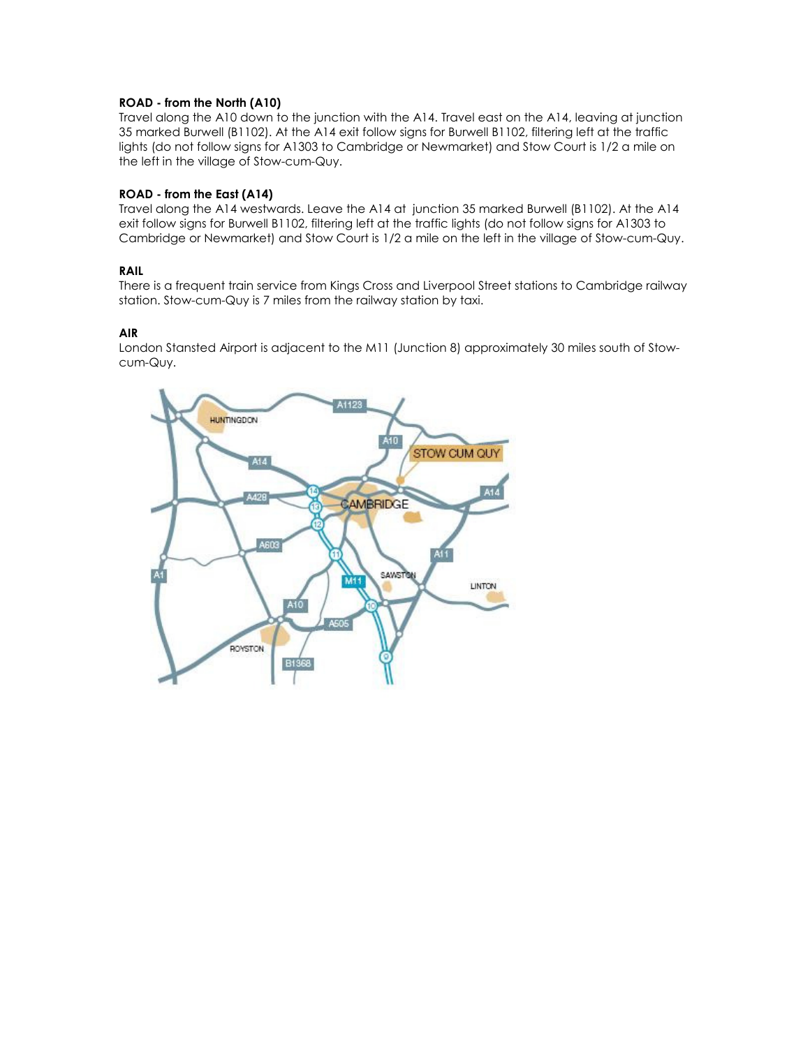**ROAD - from the North (A10)**
Travel along the A10 down to the junction with the A14. Travel east on the A14, leaving at junction 35 marked Burwell (B1102). At the A14 exit follow signs for Burwell B1102, filtering left at the traffic lights (do not follow signs for A1303 to Cambridge or Newmarket) and Stow Court is 1/2 a mile on the left in the village of Stow-cum-Quy.

**ROAD - from the East (A14)**
Travel along the A14 westwards. Leave the A14 at junction 35 marked Burwell (B1102). At the A14 exit follow signs for Burwell B1102, filtering left at the traffic lights (do not follow signs for A1303 to Cambridge or Newmarket) and Stow Court is 1/2 a mile on the left in the village of Stow-cum-Quy.

**RAIL**
There is a frequent train service from Kings Cross and Liverpool Street stations to Cambridge railway station. Stow-cum-Quy is 7 miles from the railway station by taxi.

**AIR**
London Stansted Airport is adjacent to the M11 (Junction 8) approximately 30 miles south of Stow-cum-Quy.